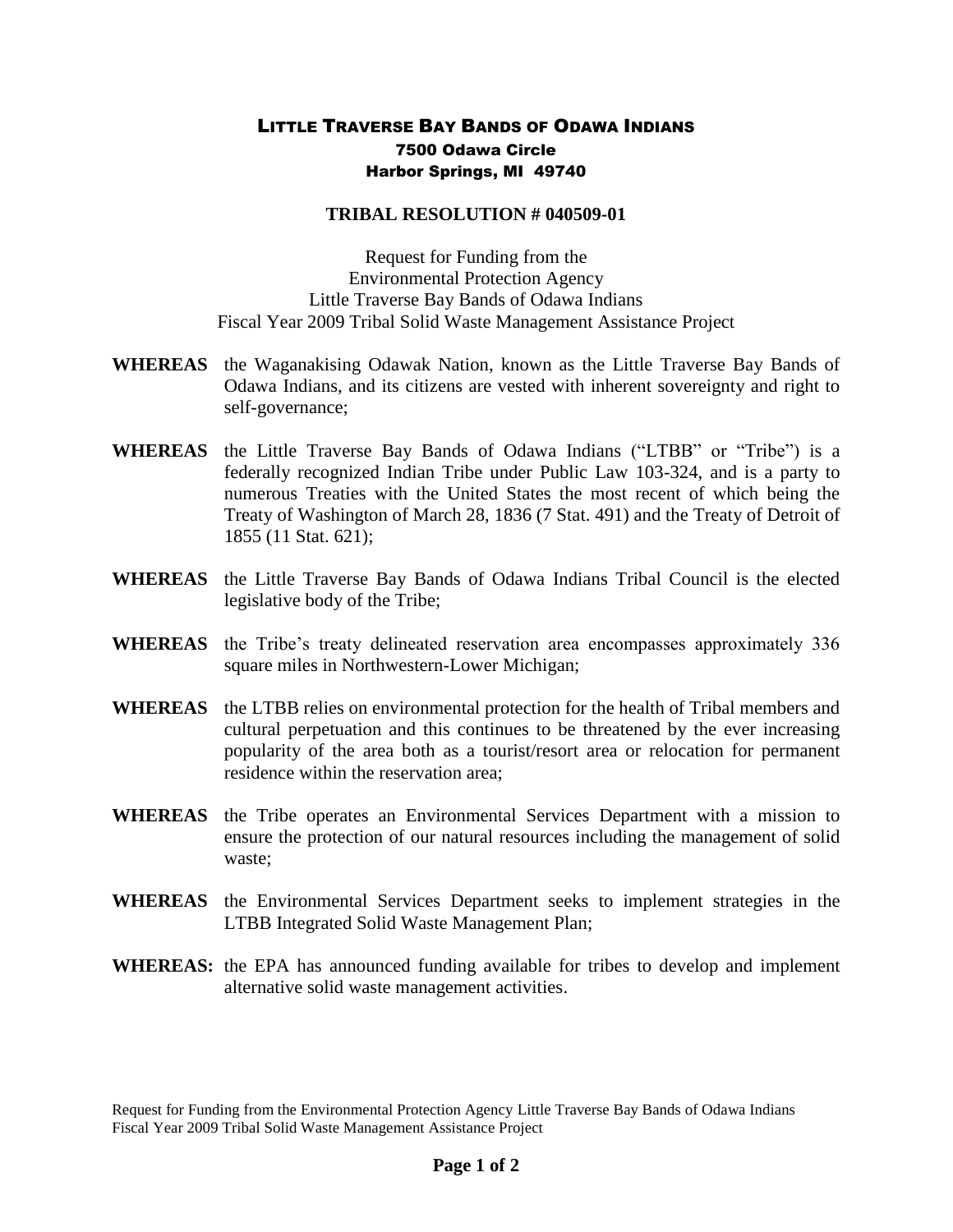# Little Traverse Bay Bands of Odawa Indians

**7500 Odawa Circle**
**Harbor Springs, MI 49740**

## TRIBAL RESOLUTION # 040509-01

Request for Funding from the
Environmental Protection Agency
Little Traverse Bay Bands of Odawa Indians
Fiscal Year 2009 Tribal Solid Waste Management Assistance Project

**WHEREAS** the Waganakising Odawak Nation, known as the Little Traverse Bay Bands of Odawa Indians, and its citizens are vested with inherent sovereignty and right to self-governance;

**WHEREAS** the Little Traverse Bay Bands of Odawa Indians ("LTBB" or "Tribe") is a federally recognized Indian Tribe under Public Law 103-324, and is a party to numerous Treaties with the United States the most recent of which being the Treaty of Washington of March 28, 1836 (7 Stat. 491) and the Treaty of Detroit of 1855 (11 Stat. 621);

**WHEREAS** the Little Traverse Bay Bands of Odawa Indians Tribal Council is the elected legislative body of the Tribe;

**WHEREAS** the Tribe's treaty delineated reservation area encompasses approximately 336 square miles in Northwestern-Lower Michigan;

**WHEREAS** the LTBB relies on environmental protection for the health of Tribal members and cultural perpetuation and this continues to be threatened by the ever increasing popularity of the area both as a tourist/resort area or relocation for permanent residence within the reservation area;

**WHEREAS** the Tribe operates an Environmental Services Department with a mission to ensure the protection of our natural resources including the management of solid waste;

**WHEREAS** the Environmental Services Department seeks to implement strategies in the LTBB Integrated Solid Waste Management Plan;

**WHEREAS:** the EPA has announced funding available for tribes to develop and implement alternative solid waste management activities.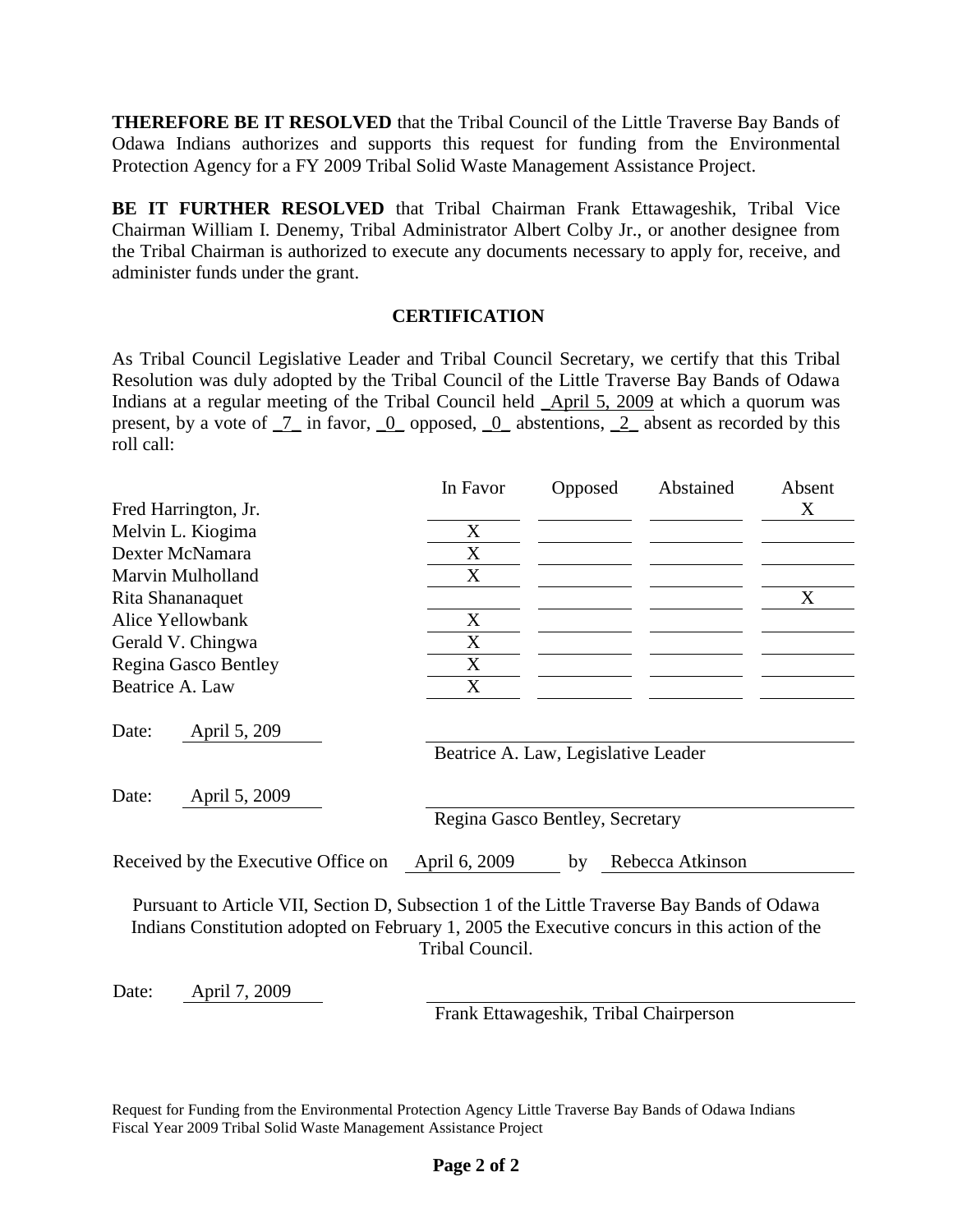**THEREFORE BE IT RESOLVED** that the Tribal Council of the Little Traverse Bay Bands of Odawa Indians authorizes and supports this request for funding from the Environmental Protection Agency for a FY 2009 Tribal Solid Waste Management Assistance Project.

**BE IT FURTHER RESOLVED** that Tribal Chairman Frank Ettawageshik, Tribal Vice Chairman William I. Denemy, Tribal Administrator Albert Colby Jr., or another designee from the Tribal Chairman is authorized to execute any documents necessary to apply for, receive, and administer funds under the grant.

## CERTIFICATION

As Tribal Council Legislative Leader and Tribal Council Secretary, we certify that this Tribal Resolution was duly adopted by the Tribal Council of the Little Traverse Bay Bands of Odawa Indians at a regular meeting of the Tribal Council held _April 5, 2009 at which a quorum was present, by a vote of _7_ in favor, _0_ opposed, _0_ abstentions, _2_ absent as recorded by this roll call:

| | In Favor | Opposed | Abstained | Absent |
|---|---|---|---|---|
| Fred Harrington, Jr. | | | | X |
| Melvin L. Kiogima | X | | | |
| Dexter McNamara | X | | | |
| Marvin Mulholland | X | | | |
| Rita Shananaquet | | | | X |
| Alice Yellowbank | X | | | |
| Gerald V. Chingwa | X | | | |
| Regina Gasco Bentley | X | | | |
| Beatrice A. Law | X | | | |

Date: April 5, 209

Beatrice A. Law, Legislative Leader

Date: April 5, 2009

Regina Gasco Bentley, Secretary

Received by the Executive Office on April 6, 2009 by Rebecca Atkinson

Pursuant to Article VII, Section D, Subsection 1 of the Little Traverse Bay Bands of Odawa Indians Constitution adopted on February 1, 2005 the Executive concurs in this action of the Tribal Council.

Date: April 7, 2009

Frank Ettawageshik, Tribal Chairperson

Request for Funding from the Environmental Protection Agency Little Traverse Bay Bands of Odawa Indians Fiscal Year 2009 Tribal Solid Waste Management Assistance Project